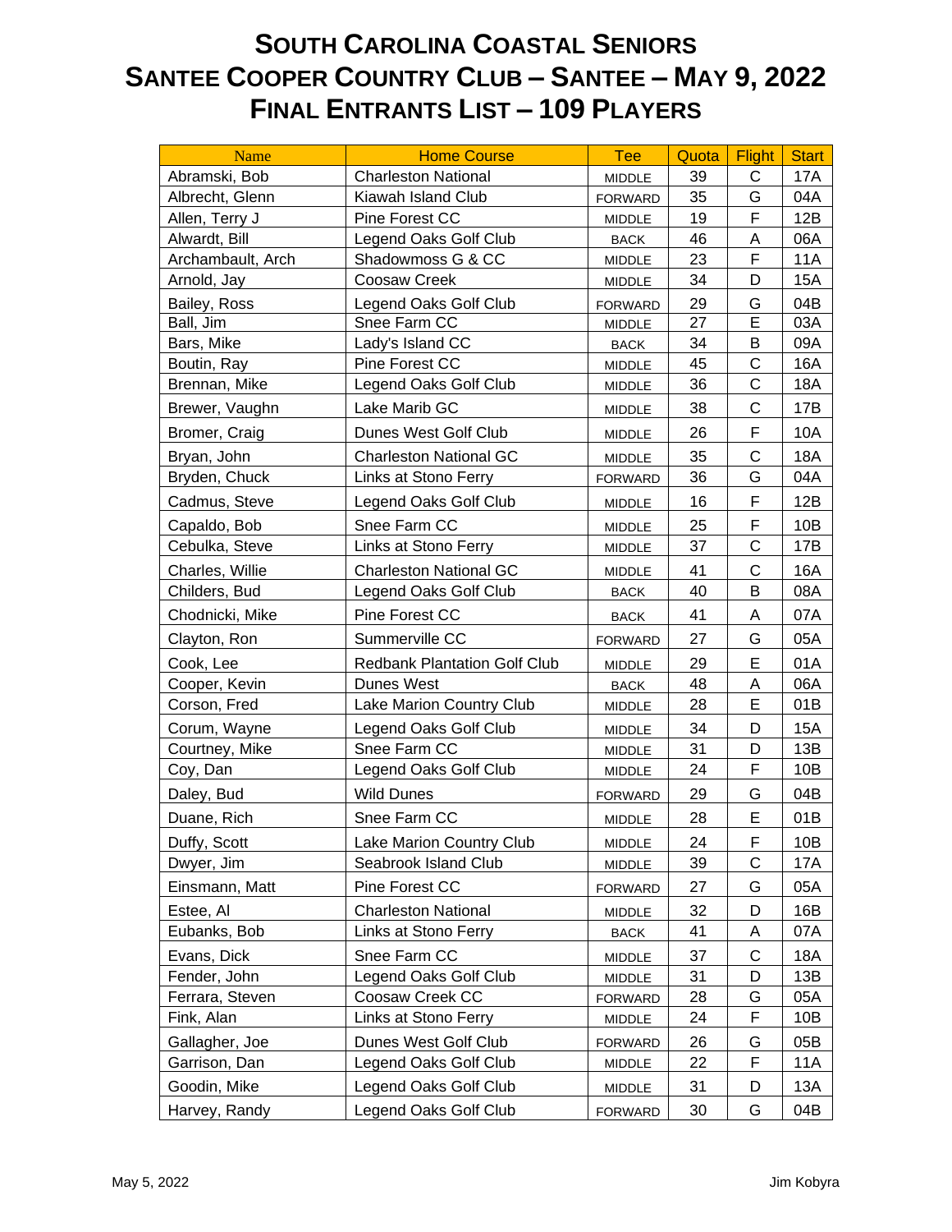# South Carolina Coastal Seniors
# Santee Cooper Country Club – Santee – May 9, 2022
# Final Entrants List – 109 Players

| Name | Home Course | Tee | Quota | Flight | Start |
|---|---|---|---|---|---|
| Abramski, Bob | Charleston National | MIDDLE | 39 | C | 17A |
| Albrecht, Glenn | Kiawah Island Club | FORWARD | 35 | G | 04A |
| Allen, Terry J | Pine Forest CC | MIDDLE | 19 | F | 12B |
| Alwardt, Bill | Legend Oaks Golf Club | BACK | 46 | A | 06A |
| Archambault, Arch | Shadowmoss G & CC | MIDDLE | 23 | F | 11A |
| Arnold, Jay | Coosaw Creek | MIDDLE | 34 | D | 15A |
| Bailey, Ross | Legend Oaks Golf Club | FORWARD | 29 | G | 04B |
| Ball, Jim | Snee Farm CC | MIDDLE | 27 | E | 03A |
| Bars, Mike | Lady's Island CC | BACK | 34 | B | 09A |
| Boutin, Ray | Pine Forest CC | MIDDLE | 45 | C | 16A |
| Brennan, Mike | Legend Oaks Golf Club | MIDDLE | 36 | C | 18A |
| Brewer, Vaughn | Lake Marib GC | MIDDLE | 38 | C | 17B |
| Bromer, Craig | Dunes West Golf Club | MIDDLE | 26 | F | 10A |
| Bryan, John | Charleston National GC | MIDDLE | 35 | C | 18A |
| Bryden, Chuck | Links at Stono Ferry | FORWARD | 36 | G | 04A |
| Cadmus, Steve | Legend Oaks Golf Club | MIDDLE | 16 | F | 12B |
| Capaldo, Bob | Snee Farm CC | MIDDLE | 25 | F | 10B |
| Cebulka, Steve | Links at Stono Ferry | MIDDLE | 37 | C | 17B |
| Charles, Willie | Charleston National GC | MIDDLE | 41 | C | 16A |
| Childers, Bud | Legend Oaks Golf Club | BACK | 40 | B | 08A |
| Chodnicki, Mike | Pine Forest CC | BACK | 41 | A | 07A |
| Clayton, Ron | Summerville CC | FORWARD | 27 | G | 05A |
| Cook, Lee | Redbank Plantation Golf Club | MIDDLE | 29 | E | 01A |
| Cooper, Kevin | Dunes West | BACK | 48 | A | 06A |
| Corson, Fred | Lake Marion Country Club | MIDDLE | 28 | E | 01B |
| Corum, Wayne | Legend Oaks Golf Club | MIDDLE | 34 | D | 15A |
| Courtney, Mike | Snee Farm CC | MIDDLE | 31 | D | 13B |
| Coy, Dan | Legend Oaks Golf Club | MIDDLE | 24 | F | 10B |
| Daley, Bud | Wild Dunes | FORWARD | 29 | G | 04B |
| Duane, Rich | Snee Farm CC | MIDDLE | 28 | E | 01B |
| Duffy, Scott | Lake Marion Country Club | MIDDLE | 24 | F | 10B |
| Dwyer, Jim | Seabrook Island Club | MIDDLE | 39 | C | 17A |
| Einsmann, Matt | Pine Forest CC | FORWARD | 27 | G | 05A |
| Estee, Al | Charleston National | MIDDLE | 32 | D | 16B |
| Eubanks, Bob | Links at Stono Ferry | BACK | 41 | A | 07A |
| Evans, Dick | Snee Farm CC | MIDDLE | 37 | C | 18A |
| Fender, John | Legend Oaks Golf Club | MIDDLE | 31 | D | 13B |
| Ferrara, Steven | Coosaw Creek CC | FORWARD | 28 | G | 05A |
| Fink, Alan | Links at Stono Ferry | MIDDLE | 24 | F | 10B |
| Gallagher, Joe | Dunes West Golf Club | FORWARD | 26 | G | 05B |
| Garrison, Dan | Legend Oaks Golf Club | MIDDLE | 22 | F | 11A |
| Goodin, Mike | Legend Oaks Golf Club | MIDDLE | 31 | D | 13A |
| Harvey, Randy | Legend Oaks Golf Club | FORWARD | 30 | G | 04B |

May 5, 2022 Jim Kobyra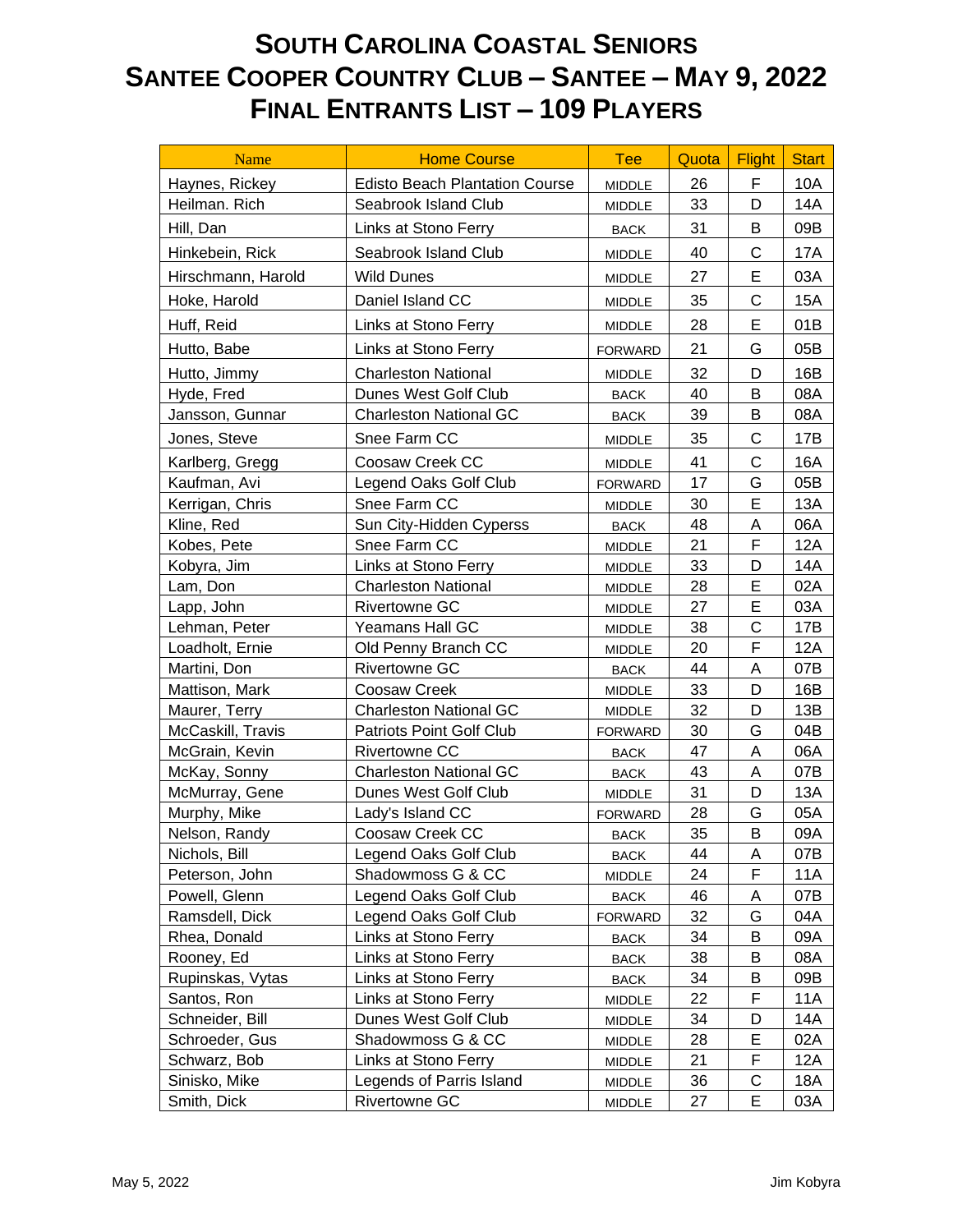# South Carolina Coastal Seniors
# Santee Cooper Country Club – Santee – May 9, 2022
# Final Entrants List – 109 Players

| Name | Home Course | Tee | Quota | Flight | Start |
|---|---|---|---|---|---|
| Haynes, Rickey | Edisto Beach Plantation Course | MIDDLE | 26 | F | 10A |
| Heilman. Rich | Seabrook Island Club | MIDDLE | 33 | D | 14A |
| Hill, Dan | Links at Stono Ferry | BACK | 31 | B | 09B |
| Hinkebein, Rick | Seabrook Island Club | MIDDLE | 40 | C | 17A |
| Hirschmann, Harold | Wild Dunes | MIDDLE | 27 | E | 03A |
| Hoke, Harold | Daniel Island CC | MIDDLE | 35 | C | 15A |
| Huff, Reid | Links at Stono Ferry | MIDDLE | 28 | E | 01B |
| Hutto, Babe | Links at Stono Ferry | FORWARD | 21 | G | 05B |
| Hutto, Jimmy | Charleston National | MIDDLE | 32 | D | 16B |
| Hyde, Fred | Dunes West Golf Club | BACK | 40 | B | 08A |
| Jansson, Gunnar | Charleston National GC | BACK | 39 | B | 08A |
| Jones, Steve | Snee Farm CC | MIDDLE | 35 | C | 17B |
| Karlberg, Gregg | Coosaw Creek CC | MIDDLE | 41 | C | 16A |
| Kaufman, Avi | Legend Oaks Golf Club | FORWARD | 17 | G | 05B |
| Kerrigan, Chris | Snee Farm CC | MIDDLE | 30 | E | 13A |
| Kline, Red | Sun City-Hidden Cyperss | BACK | 48 | A | 06A |
| Kobes, Pete | Snee Farm CC | MIDDLE | 21 | F | 12A |
| Kobyra, Jim | Links at Stono Ferry | MIDDLE | 33 | D | 14A |
| Lam, Don | Charleston National | MIDDLE | 28 | E | 02A |
| Lapp, John | Rivertowne GC | MIDDLE | 27 | E | 03A |
| Lehman, Peter | Yeamans Hall GC | MIDDLE | 38 | C | 17B |
| Loadholt, Ernie | Old Penny Branch CC | MIDDLE | 20 | F | 12A |
| Martini, Don | Rivertowne GC | BACK | 44 | A | 07B |
| Mattison, Mark | Coosaw Creek | MIDDLE | 33 | D | 16B |
| Maurer, Terry | Charleston National GC | MIDDLE | 32 | D | 13B |
| McCaskill, Travis | Patriots Point Golf Club | FORWARD | 30 | G | 04B |
| McGrain, Kevin | Rivertowne CC | BACK | 47 | A | 06A |
| McKay, Sonny | Charleston National GC | BACK | 43 | A | 07B |
| McMurray, Gene | Dunes West Golf Club | MIDDLE | 31 | D | 13A |
| Murphy, Mike | Lady's Island CC | FORWARD | 28 | G | 05A |
| Nelson, Randy | Coosaw Creek CC | BACK | 35 | B | 09A |
| Nichols, Bill | Legend Oaks Golf Club | BACK | 44 | A | 07B |
| Peterson, John | Shadowmoss G & CC | MIDDLE | 24 | F | 11A |
| Powell, Glenn | Legend Oaks Golf Club | BACK | 46 | A | 07B |
| Ramsdell, Dick | Legend Oaks Golf Club | FORWARD | 32 | G | 04A |
| Rhea, Donald | Links at Stono Ferry | BACK | 34 | B | 09A |
| Rooney, Ed | Links at Stono Ferry | BACK | 38 | B | 08A |
| Rupinskas, Vytas | Links at Stono Ferry | BACK | 34 | B | 09B |
| Santos, Ron | Links at Stono Ferry | MIDDLE | 22 | F | 11A |
| Schneider, Bill | Dunes West Golf Club | MIDDLE | 34 | D | 14A |
| Schroeder, Gus | Shadowmoss G & CC | MIDDLE | 28 | E | 02A |
| Schwarz, Bob | Links at Stono Ferry | MIDDLE | 21 | F | 12A |
| Sinisko, Mike | Legends of Parris Island | MIDDLE | 36 | C | 18A |
| Smith, Dick | Rivertowne GC | MIDDLE | 27 | E | 03A |

May 5, 2022 Jim Kobyra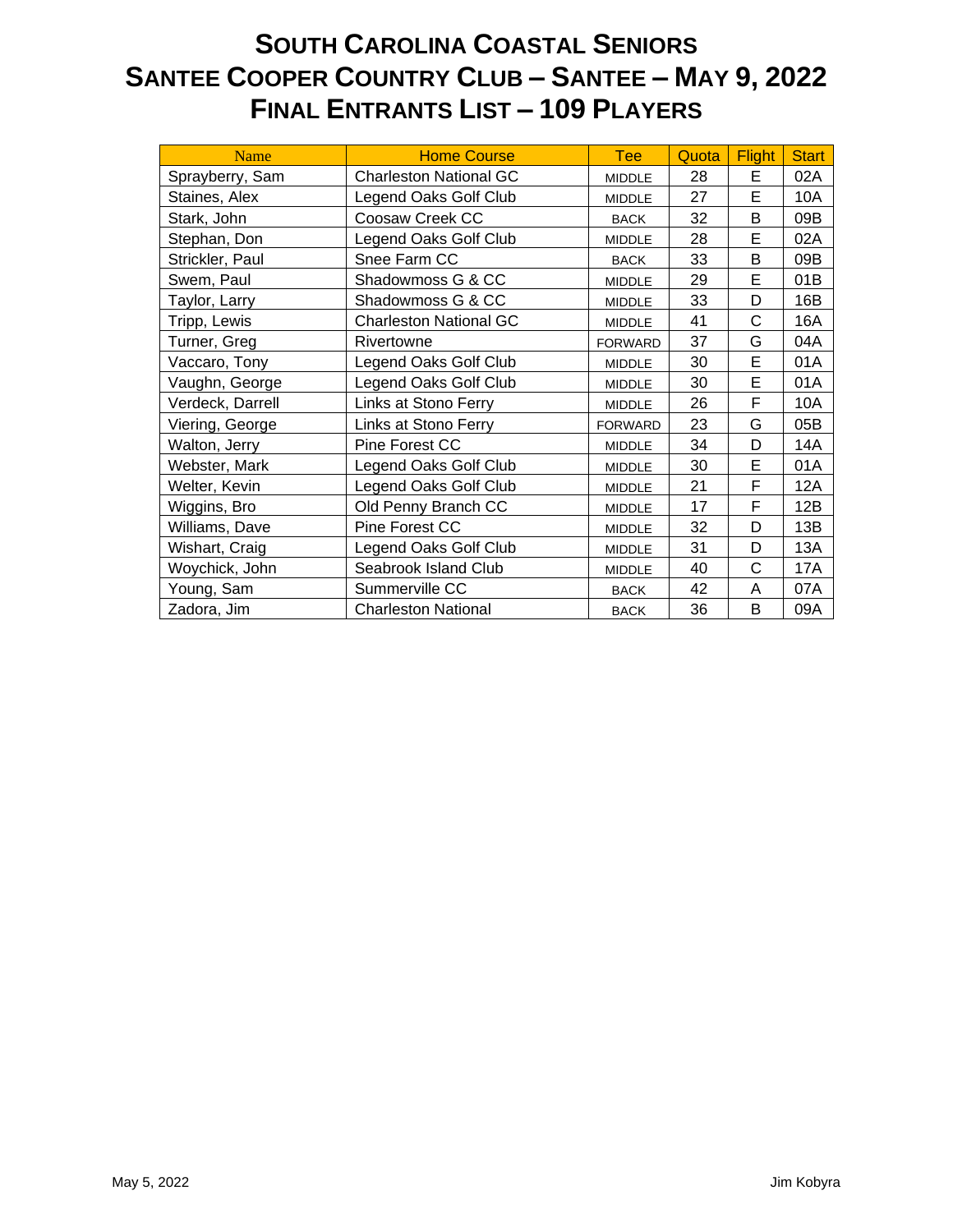# South Carolina Coastal Seniors
# Santee Cooper Country Club – Santee – May 9, 2022
# Final Entrants List – 109 Players

| Name | Home Course | Tee | Quota | Flight | Start |
|---|---|---|---|---|---|
| Sprayberry, Sam | Charleston National GC | MIDDLE | 28 | E | 02A |
| Staines, Alex | Legend Oaks Golf Club | MIDDLE | 27 | E | 10A |
| Stark, John | Coosaw Creek CC | BACK | 32 | B | 09B |
| Stephan, Don | Legend Oaks Golf Club | MIDDLE | 28 | E | 02A |
| Strickler, Paul | Snee Farm CC | BACK | 33 | B | 09B |
| Swem, Paul | Shadowmoss G & CC | MIDDLE | 29 | E | 01B |
| Taylor, Larry | Shadowmoss G & CC | MIDDLE | 33 | D | 16B |
| Tripp, Lewis | Charleston National GC | MIDDLE | 41 | C | 16A |
| Turner, Greg | Rivertowne | FORWARD | 37 | G | 04A |
| Vaccaro, Tony | Legend Oaks Golf Club | MIDDLE | 30 | E | 01A |
| Vaughn, George | Legend Oaks Golf Club | MIDDLE | 30 | E | 01A |
| Verdeck, Darrell | Links at Stono Ferry | MIDDLE | 26 | F | 10A |
| Viering, George | Links at Stono Ferry | FORWARD | 23 | G | 05B |
| Walton, Jerry | Pine Forest CC | MIDDLE | 34 | D | 14A |
| Webster, Mark | Legend Oaks Golf Club | MIDDLE | 30 | E | 01A |
| Welter, Kevin | Legend Oaks Golf Club | MIDDLE | 21 | F | 12A |
| Wiggins, Bro | Old Penny Branch CC | MIDDLE | 17 | F | 12B |
| Williams, Dave | Pine Forest CC | MIDDLE | 32 | D | 13B |
| Wishart, Craig | Legend Oaks Golf Club | MIDDLE | 31 | D | 13A |
| Woychick, John | Seabrook Island Club | MIDDLE | 40 | C | 17A |
| Young, Sam | Summerville CC | BACK | 42 | A | 07A |
| Zadora, Jim | Charleston National | BACK | 36 | B | 09A |

May 5, 2022 Jim Kobyra